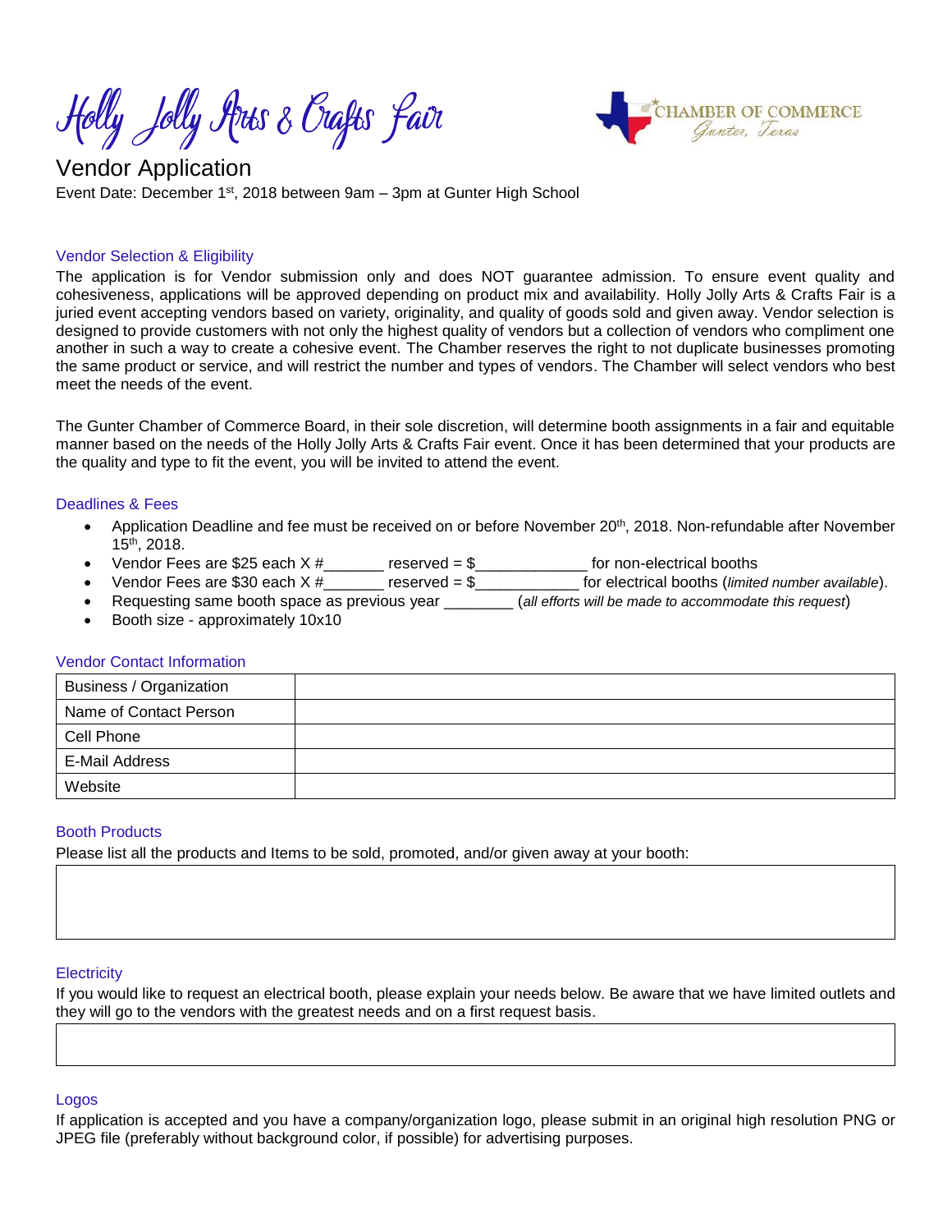# Holly Jolly Arts & Crafts Fair

CHAMBER OF COMMERCE
Gunter, Texas

## Vendor Application

Event Date: December 1st, 2018 between 9am – 3pm at Gunter High School

### Vendor Selection & Eligibility

The application is for Vendor submission only and does NOT guarantee admission. To ensure event quality and cohesiveness, applications will be approved depending on product mix and availability. Holly Jolly Arts & Crafts Fair is a juried event accepting vendors based on variety, originality, and quality of goods sold and given away. Vendor selection is designed to provide customers with not only the highest quality of vendors but a collection of vendors who compliment one another in such a way to create a cohesive event. The Chamber reserves the right to not duplicate businesses promoting the same product or service, and will restrict the number and types of vendors. The Chamber will select vendors who best meet the needs of the event.

The Gunter Chamber of Commerce Board, in their sole discretion, will determine booth assignments in a fair and equitable manner based on the needs of the Holly Jolly Arts & Crafts Fair event. Once it has been determined that your products are the quality and type to fit the event, you will be invited to attend the event.

### Deadlines & Fees

- Application Deadline and fee must be received on or before November 20th, 2018. Non-refundable after November 15th, 2018.
- Vendor Fees are $25 each X #_______ reserved = $_____________ for non-electrical booths
- Vendor Fees are $30 each X #_______ reserved = $____________ for electrical booths (*limited number available*).
- Requesting same booth space as previous year ________ (*all efforts will be made to accommodate this request*)
- Booth size - approximately 10x10

### Vendor Contact Information

| | |
|---|---|
| Business / Organization | |
| Name of Contact Person | |
| Cell Phone | |
| E-Mail Address | |
| Website | |

### Booth Products

Please list all the products and Items to be sold, promoted, and/or given away at your booth:

| |
|---|
| |

### Electricity

If you would like to request an electrical booth, please explain your needs below. Be aware that we have limited outlets and they will go to the vendors with the greatest needs and on a first request basis.

| |
|---|
| |

### Logos

If application is accepted and you have a company/organization logo, please submit in an original high resolution PNG or JPEG file (preferably without background color, if possible) for advertising purposes.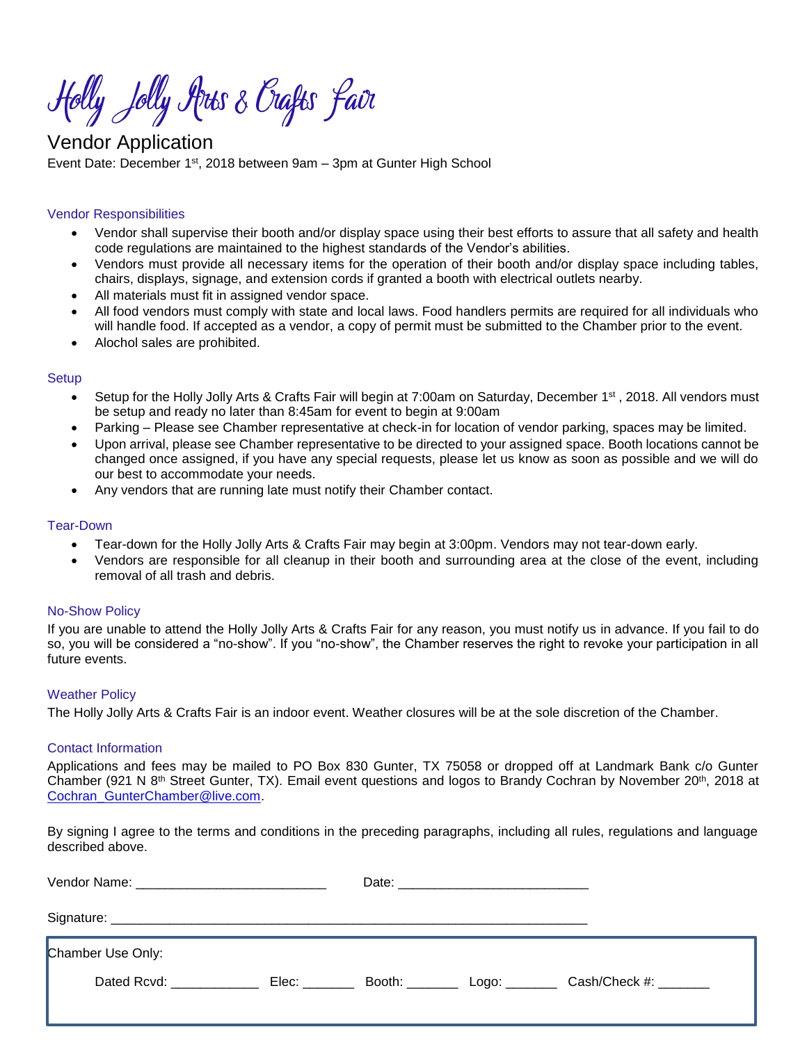# Holly Jolly Arts & Crafts Fair

## Vendor Application

Event Date: December 1st, 2018 between 9am – 3pm at Gunter High School

### Vendor Responsibilities

- Vendor shall supervise their booth and/or display space using their best efforts to assure that all safety and health code regulations are maintained to the highest standards of the Vendor's abilities.
- Vendors must provide all necessary items for the operation of their booth and/or display space including tables, chairs, displays, signage, and extension cords if granted a booth with electrical outlets nearby.
- All materials must fit in assigned vendor space.
- All food vendors must comply with state and local laws. Food handlers permits are required for all individuals who will handle food. If accepted as a vendor, a copy of permit must be submitted to the Chamber prior to the event.
- Alochol sales are prohibited.

### Setup

- Setup for the Holly Jolly Arts & Crafts Fair will begin at 7:00am on Saturday, December 1st , 2018. All vendors must be setup and ready no later than 8:45am for event to begin at 9:00am
- Parking – Please see Chamber representative at check-in for location of vendor parking, spaces may be limited.
- Upon arrival, please see Chamber representative to be directed to your assigned space. Booth locations cannot be changed once assigned, if you have any special requests, please let us know as soon as possible and we will do our best to accommodate your needs.
- Any vendors that are running late must notify their Chamber contact.

### Tear-Down

- Tear-down for the Holly Jolly Arts & Crafts Fair may begin at 3:00pm. Vendors may not tear-down early.
- Vendors are responsible for all cleanup in their booth and surrounding area at the close of the event, including removal of all trash and debris.

### No-Show Policy

If you are unable to attend the Holly Jolly Arts & Crafts Fair for any reason, you must notify us in advance. If you fail to do so, you will be considered a "no-show". If you "no-show", the Chamber reserves the right to revoke your participation in all future events.

### Weather Policy

The Holly Jolly Arts & Crafts Fair is an indoor event. Weather closures will be at the sole discretion of the Chamber.

### Contact Information

Applications and fees may be mailed to PO Box 830 Gunter, TX 75058 or dropped off at Landmark Bank c/o Gunter Chamber (921 N 8th Street Gunter, TX). Email event questions and logos to Brandy Cochran by November 20th, 2018 at Cochran_GunterChamber@live.com.

By signing I agree to the terms and conditions in the preceding paragraphs, including all rules, regulations and language described above.

Vendor Name: __________________________ Date: __________________________

Signature: __________________________________________________________________

Chamber Use Only:

Dated Rcvd: ____________ Elec: _______ Booth: _______ Logo: _______ Cash/Check #: _______